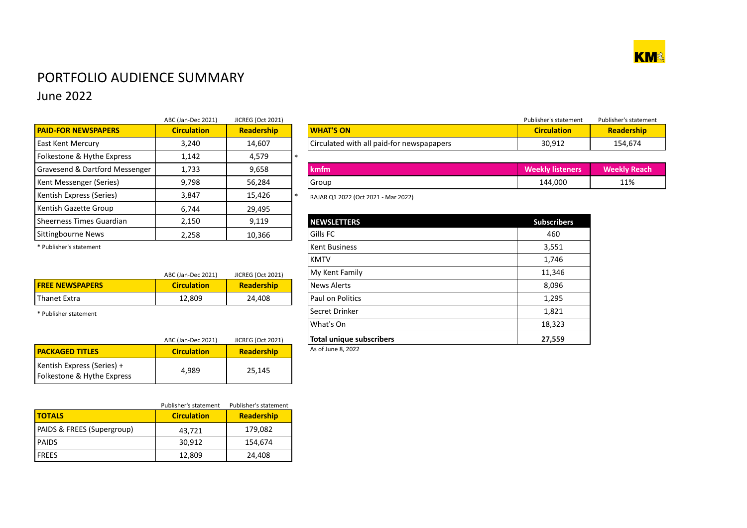# PORTFOLIO AUDIENCE SUMMARY

## June 2022

| | ABC (Jan-Dec 2021) | JICREG (Oct 2021) | |
|---|---|---|---|
| **PAID-FOR NEWSPAPERS** | **Circulation** | **Readership** | |
| East Kent Mercury | 3,240 | 14,607 | |
| Folkestone & Hythe Express | 1,142 | 4,579 | * |
| Gravesend & Dartford Messenger | 1,733 | 9,658 | |
| Kent Messenger (Series) | 9,798 | 56,284 | |
| Kentish Express (Series) | 3,847 | 15,426 | * |
| Kentish Gazette Group | 6,744 | 29,495 | |
| Sheerness Times Guardian | 2,150 | 9,119 | |
| Sittingbourne News | 2,258 | 10,366 | |

\* Publisher's statement

| | ABC (Jan-Dec 2021) | JICREG (Oct 2021) |
|---|---|---|
| **FREE NEWSPAPERS** | **Circulation** | **Readership** |
| Thanet Extra | 12,809 | 24,408 |

\* Publisher statement

| | ABC (Jan-Dec 2021) | JICREG (Oct 2021) |
|---|---|---|
| **PACKAGED TITLES** | **Circulation** | **Readership** |
| Kentish Express (Series) + Folkestone & Hythe Express | 4,989 | 25,145 |

| | Publisher's statement | Publisher's statement |
|---|---|---|
| **TOTALS** | **Circulation** | **Readership** |
| PAIDS & FREES (Supergroup) | 43,721 | 179,082 |
| PAIDS | 30,912 | 154,674 |
| FREES | 12,809 | 24,408 |

| | Publisher's statement | Publisher's statement |
|---|---|---|
| **WHAT'S ON** | **Circulation** | **Readership** |
| Circulated with all paid-for newspapapers | 30,912 | 154,674 |

| **kmfm** | **Weekly listeners** | **Weekly Reach** |
|---|---|---|
| Group | 144,000 | 11% |

RAJAR Q1 2022 (Oct 2021 - Mar 2022)

| **NEWSLETTERS** | **Subscribers** |
|---|---|
| Gills FC | 460 |
| Kent Business | 3,551 |
| KMTV | 1,746 |
| My Kent Family | 11,346 |
| News Alerts | 8,096 |
| Paul on Politics | 1,295 |
| Secret Drinker | 1,821 |
| What's On | 18,323 |
| **Total unique subscribers** | **27,559** |

As of June 8, 2022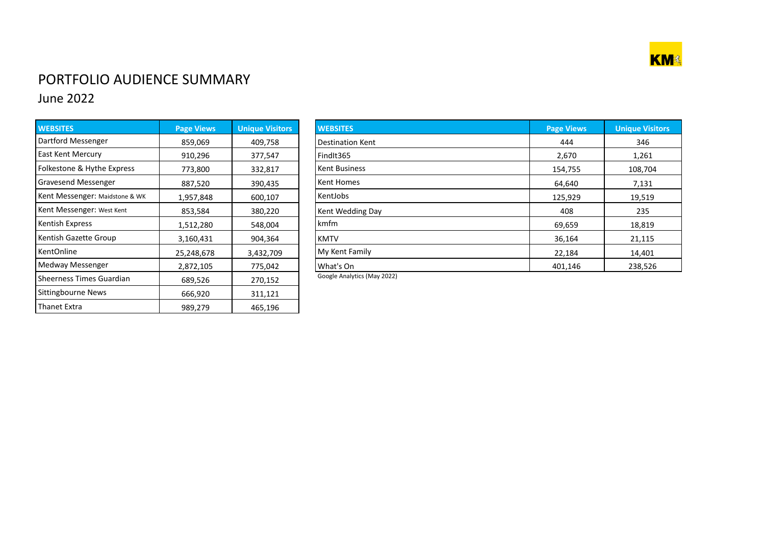# PORTFOLIO AUDIENCE SUMMARY

## June 2022

| WEBSITES | Page Views | Unique Visitors |
|---|---|---|
| Dartford Messenger | 859,069 | 409,758 |
| East Kent Mercury | 910,296 | 377,547 |
| Folkestone & Hythe Express | 773,800 | 332,817 |
| Gravesend Messenger | 887,520 | 390,435 |
| Kent Messenger: Maidstone & WK | 1,957,848 | 600,107 |
| Kent Messenger: West Kent | 853,584 | 380,220 |
| Kentish Express | 1,512,280 | 548,004 |
| Kentish Gazette Group | 3,160,431 | 904,364 |
| KentOnline | 25,248,678 | 3,432,709 |
| Medway Messenger | 2,872,105 | 775,042 |
| Sheerness Times Guardian | 689,526 | 270,152 |
| Sittingbourne News | 666,920 | 311,121 |
| Thanet Extra | 989,279 | 465,196 |

| WEBSITES | Page Views | Unique Visitors |
|---|---|---|
| Destination Kent | 444 | 346 |
| FindIt365 | 2,670 | 1,261 |
| Kent Business | 154,755 | 108,704 |
| Kent Homes | 64,640 | 7,131 |
| KentJobs | 125,929 | 19,519 |
| Kent Wedding Day | 408 | 235 |
| kmfm | 69,659 | 18,819 |
| KMTV | 36,164 | 21,115 |
| My Kent Family | 22,184 | 14,401 |
| What's On | 401,146 | 238,526 |

Google Analytics (May 2022)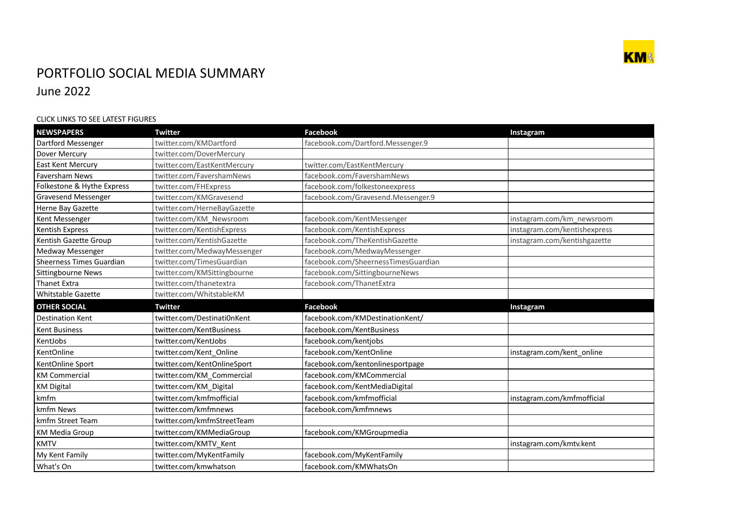# PORTFOLIO SOCIAL MEDIA SUMMARY

## June 2022

CLICK LINKS TO SEE LATEST FIGURES

| NEWSPAPERS | Twitter | Facebook | Instagram |
|---|---|---|---|
| Dartford Messenger | twitter.com/KMDartford | facebook.com/Dartford.Messenger.9 | |
| Dover Mercury | twitter.com/DoverMercury | | |
| East Kent Mercury | twitter.com/EastKentMercury | twitter.com/EastKentMercury | |
| Faversham News | twitter.com/FavershamNews | facebook.com/FavershamNews | |
| Folkestone & Hythe Express | twitter.com/FHExpress | facebook.com/folkestoneexpress | |
| Gravesend Messenger | twitter.com/KMGravesend | facebook.com/Gravesend.Messenger.9 | |
| Herne Bay Gazette | twitter.com/HerneBayGazette | | |
| Kent Messenger | twitter.com/KM_Newsroom | facebook.com/KentMessenger | instagram.com/km_newsroom |
| Kentish Express | twitter.com/KentishExpress | facebook.com/KentishExpress | instagram.com/kentishexpress |
| Kentish Gazette Group | twitter.com/KentishGazette | facebook.com/TheKentishGazette | instagram.com/kentishgazette |
| Medway Messenger | twitter.com/MedwayMessenger | facebook.com/MedwayMessenger | |
| Sheerness Times Guardian | twitter.com/TimesGuardian | facebook.com/SheernessTimesGuardian | |
| Sittingbourne News | twitter.com/KMSittingbourne | facebook.com/SittingbourneNews | |
| Thanet Extra | twitter.com/thanetextra | facebook.com/ThanetExtra | |
| Whitstable Gazette | twitter.com/WhitstableKM | | |
| **OTHER SOCIAL** | **Twitter** | **Facebook** | **Instagram** |
| Destination Kent | twitter.com/Destinati0nKent | facebook.com/KMDestinationKent/ | |
| Kent Business | twitter.com/KentBusiness | facebook.com/KentBusiness | |
| KentJobs | twitter.com/KentJobs | facebook.com/kentjobs | |
| KentOnline | twitter.com/Kent_Online | facebook.com/KentOnline | instagram.com/kent_online |
| KentOnline Sport | twitter.com/KentOnlineSport | facebook.com/kentonlinesportpage | |
| KM Commercial | twitter.com/KM_Commercial | facebook.com/KMCommercial | |
| KM Digital | twitter.com/KM_Digital | facebook.com/KentMediaDigital | |
| kmfm | twitter.com/kmfmofficial | facebook.com/kmfmofficial | instagram.com/kmfmofficial |
| kmfm News | twitter.com/kmfmnews | facebook.com/kmfmnews | |
| kmfm Street Team | twitter.com/kmfmStreetTeam | | |
| KM Media Group | twitter.com/KMMediaGroup | facebook.com/KMGroupmedia | |
| KMTV | twitter.com/KMTV_Kent | | instagram.com/kmtv.kent |
| My Kent Family | twitter.com/MyKentFamily | facebook.com/MyKentFamily | |
| What's On | twitter.com/kmwhatson | facebook.com/KMWhatsOn | |